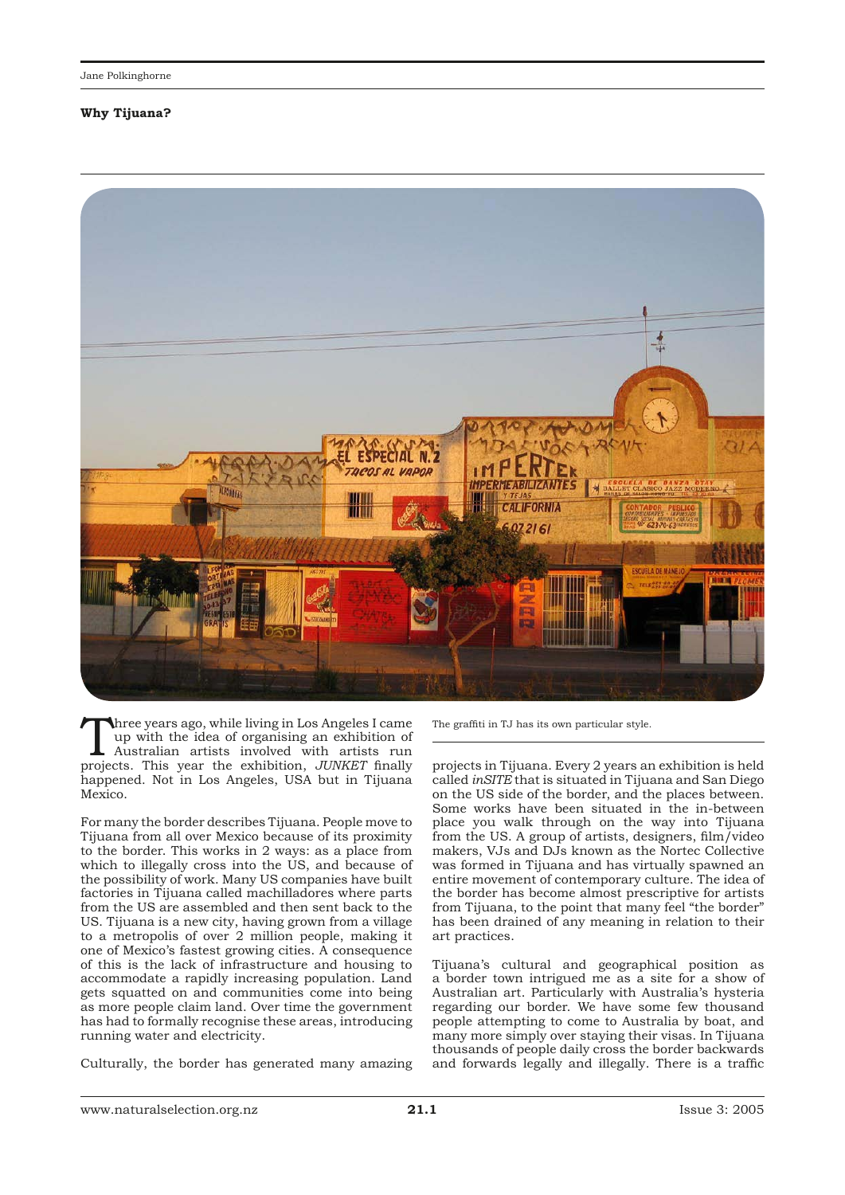Jane Polkinghorne

**Why Tijuana?**

The graffiti in TJ has its own particular style.

Three years ago, while living in Los Angeles I came up with the idea of organising an exhibition of Australian artists involved with artists run projects. This year the exhibition, *JUNKET* finally happened. Not in Los Angeles, USA but in Tijuana Mexico.

For many the border describes Tijuana. People move to Tijuana from all over Mexico because of its proximity to the border. This works in 2 ways: as a place from which to illegally cross into the US, and because of the possibility of work. Many US companies have built factories in Tijuana called machilladores where parts from the US are assembled and then sent back to the US. Tijuana is a new city, having grown from a village to a metropolis of over 2 million people, making it one of Mexico's fastest growing cities. A consequence of this is the lack of infrastructure and housing to accommodate a rapidly increasing population. Land gets squatted on and communities come into being as more people claim land. Over time the government has had to formally recognise these areas, introducing running water and electricity.

Culturally, the border has generated many amazing projects in Tijuana. Every 2 years an exhibition is held called *inSITE* that is situated in Tijuana and San Diego on the US side of the border, and the places between. Some works have been situated in the in-between place you walk through on the way into Tijuana from the US. A group of artists, designers, film/video makers, VJs and DJs known as the Nortec Collective was formed in Tijuana and has virtually spawned an entire movement of contemporary culture. The idea of the border has become almost prescriptive for artists from Tijuana, to the point that many feel "the border" has been drained of any meaning in relation to their art practices.

Tijuana's cultural and geographical position as a border town intrigued me as a site for a show of Australian art. Particularly with Australia's hysteria regarding our border. We have some few thousand people attempting to come to Australia by boat, and many more simply over staying their visas. In Tijuana thousands of people daily cross the border backwards and forwards legally and illegally. There is a traffic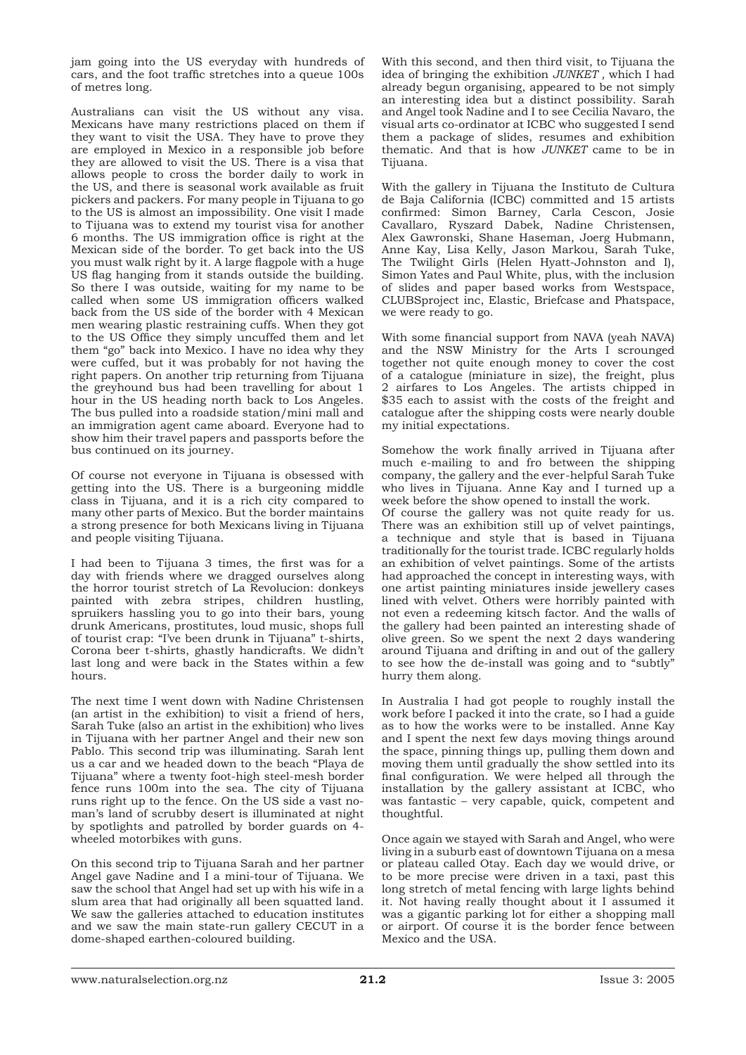jam going into the US everyday with hundreds of cars, and the foot traffic stretches into a queue 100s of metres long.

Australians can visit the US without any visa. Mexicans have many restrictions placed on them if they want to visit the USA. They have to prove they are employed in Mexico in a responsible job before they are allowed to visit the US. There is a visa that allows people to cross the border daily to work in the US, and there is seasonal work available as fruit pickers and packers. For many people in Tijuana to go to the US is almost an impossibility. One visit I made to Tijuana was to extend my tourist visa for another 6 months. The US immigration office is right at the Mexican side of the border. To get back into the US you must walk right by it. A large flagpole with a huge US flag hanging from it stands outside the building. So there I was outside, waiting for my name to be called when some US immigration officers walked back from the US side of the border with 4 Mexican men wearing plastic restraining cuffs. When they got to the US Office they simply uncuffed them and let them "go" back into Mexico. I have no idea why they were cuffed, but it was probably for not having the right papers. On another trip returning from Tijuana the greyhound bus had been travelling for about 1 hour in the US heading north back to Los Angeles. The bus pulled into a roadside station/mini mall and an immigration agent came aboard. Everyone had to show him their travel papers and passports before the bus continued on its journey.

Of course not everyone in Tijuana is obsessed with getting into the US. There is a burgeoning middle class in Tijuana, and it is a rich city compared to many other parts of Mexico. But the border maintains a strong presence for both Mexicans living in Tijuana and people visiting Tijuana.

I had been to Tijuana 3 times, the first was for a day with friends where we dragged ourselves along the horror tourist stretch of La Revolucion: donkeys painted with zebra stripes, children hustling, spruikers hassling you to go into their bars, young drunk Americans, prostitutes, loud music, shops full of tourist crap: "I've been drunk in Tijuana" t-shirts, Corona beer t-shirts, ghastly handicrafts. We didn't last long and were back in the States within a few hours.

The next time I went down with Nadine Christensen (an artist in the exhibition) to visit a friend of hers, Sarah Tuke (also an artist in the exhibition) who lives in Tijuana with her partner Angel and their new son Pablo. This second trip was illuminating. Sarah lent us a car and we headed down to the beach "Playa de Tijuana" where a twenty foot-high steel-mesh border fence runs 100m into the sea. The city of Tijuana runs right up to the fence. On the US side a vast no-man's land of scrubby desert is illuminated at night by spotlights and patrolled by border guards on 4-wheeled motorbikes with guns.

On this second trip to Tijuana Sarah and her partner Angel gave Nadine and I a mini-tour of Tijuana. We saw the school that Angel had set up with his wife in a slum area that had originally all been squatted land. We saw the galleries attached to education institutes and we saw the main state-run gallery CECUT in a dome-shaped earthen-coloured building.

With this second, and then third visit, to Tijuana the idea of bringing the exhibition *JUNKET*, which I had already begun organising, appeared to be not simply an interesting idea but a distinct possibility. Sarah and Angel took Nadine and I to see Cecilia Navaro, the visual arts co-ordinator at ICBC who suggested I send them a package of slides, resumes and exhibition thematic. And that is how *JUNKET* came to be in Tijuana.

With the gallery in Tijuana the Instituto de Cultura de Baja California (ICBC) committed and 15 artists confirmed: Simon Barney, Carla Cescon, Josie Cavallaro, Ryszard Dabek, Nadine Christensen, Alex Gawronski, Shane Haseman, Joerg Hubmann, Anne Kay, Lisa Kelly, Jason Markou, Sarah Tuke, The Twilight Girls (Helen Hyatt-Johnston and I), Simon Yates and Paul White, plus, with the inclusion of slides and paper based works from Westspace, CLUBSproject inc, Elastic, Briefcase and Phatspace, we were ready to go.

With some financial support from NAVA (yeah NAVA) and the NSW Ministry for the Arts I scrounged together not quite enough money to cover the cost of a catalogue (miniature in size), the freight, plus 2 airfares to Los Angeles. The artists chipped in $35 each to assist with the costs of the freight and catalogue after the shipping costs were nearly double my initial expectations.

Somehow the work finally arrived in Tijuana after much e-mailing to and fro between the shipping company, the gallery and the ever-helpful Sarah Tuke who lives in Tijuana. Anne Kay and I turned up a week before the show opened to install the work.
Of course the gallery was not quite ready for us. There was an exhibition still up of velvet paintings, a technique and style that is based in Tijuana traditionally for the tourist trade. ICBC regularly holds an exhibition of velvet paintings. Some of the artists had approached the concept in interesting ways, with one artist painting miniatures inside jewellery cases lined with velvet. Others were horribly painted with not even a redeeming kitsch factor. And the walls of the gallery had been painted an interesting shade of olive green. So we spent the next 2 days wandering around Tijuana and drifting in and out of the gallery to see how the de-install was going and to "subtly" hurry them along.

In Australia I had got people to roughly install the work before I packed it into the crate, so I had a guide as to how the works were to be installed. Anne Kay and I spent the next few days moving things around the space, pinning things up, pulling them down and moving them until gradually the show settled into its final configuration. We were helped all through the installation by the gallery assistant at ICBC, who was fantastic – very capable, quick, competent and thoughtful.

Once again we stayed with Sarah and Angel, who were living in a suburb east of downtown Tijuana on a mesa or plateau called Otay. Each day we would drive, or to be more precise were driven in a taxi, past this long stretch of metal fencing with large lights behind it. Not having really thought about it I assumed it was a gigantic parking lot for either a shopping mall or airport. Of course it is the border fence between Mexico and the USA.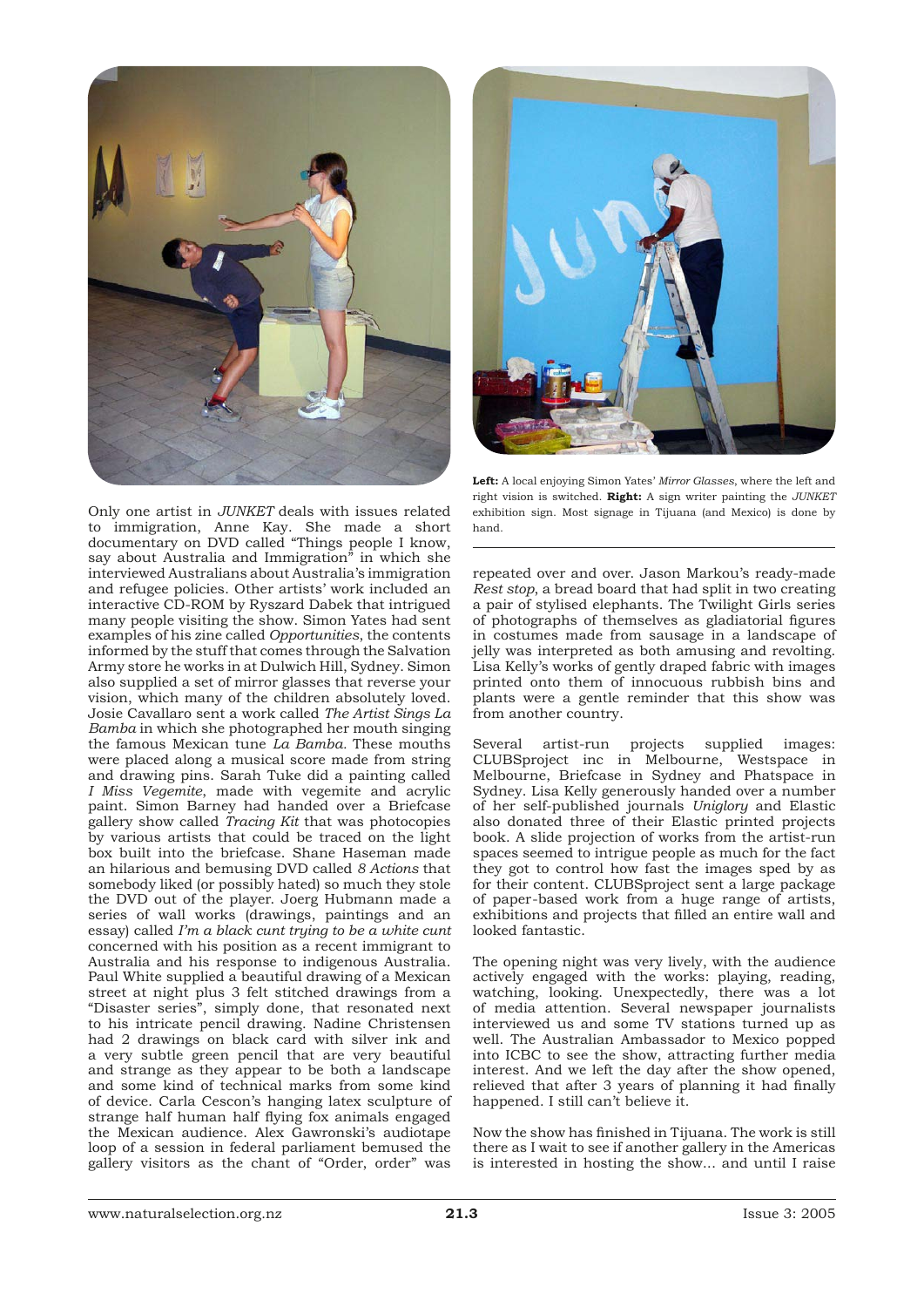Only one artist in *JUNKET* deals with issues related to immigration, Anne Kay. She made a short documentary on DVD called "Things people I know, say about Australia and Immigration" in which she interviewed Australians about Australia's immigration and refugee policies. Other artists' work included an interactive CD-ROM by Ryszard Dabek that intrigued many people visiting the show. Simon Yates had sent examples of his zine called *Opportunities*, the contents informed by the stuff that comes through the Salvation Army store he works in at Dulwich Hill, Sydney. Simon also supplied a set of mirror glasses that reverse your vision, which many of the children absolutely loved. Josie Cavallaro sent a work called *The Artist Sings La Bamba* in which she photographed her mouth singing the famous Mexican tune *La Bamba*. These mouths were placed along a musical score made from string and drawing pins. Sarah Tuke did a painting called *I Miss Vegemite*, made with vegemite and acrylic paint. Simon Barney had handed over a Briefcase gallery show called *Tracing Kit* that was photocopies by various artists that could be traced on the light box built into the briefcase. Shane Haseman made an hilarious and bemusing DVD called *8 Actions* that somebody liked (or possibly hated) so much they stole the DVD out of the player. Joerg Hubmann made a series of wall works (drawings, paintings and an essay) called *I'm a black cunt trying to be a white cunt* concerned with his position as a recent immigrant to Australia and his response to indigenous Australia. Paul White supplied a beautiful drawing of a Mexican street at night plus 3 felt stitched drawings from a "Disaster series", simply done, that resonated next to his intricate pencil drawing. Nadine Christensen had 2 drawings on black card with silver ink and a very subtle green pencil that are very beautiful and strange as they appear to be both a landscape and some kind of technical marks from some kind of device. Carla Cescon's hanging latex sculpture of strange half human half flying fox animals engaged the Mexican audience. Alex Gawronski's audiotape loop of a session in federal parliament bemused the gallery visitors as the chant of "Order, order" was repeated over and over. Jason Markou's ready-made *Rest stop*, a bread board that had split in two creating a pair of stylised elephants. The Twilight Girls series of photographs of themselves as gladiatorial figures in costumes made from sausage in a landscape of jelly was interpreted as both amusing and revolting. Lisa Kelly's works of gently draped fabric with images printed onto them of innocuous rubbish bins and plants were a gentle reminder that this show was from another country.

**Left:** A local enjoying Simon Yates' *Mirror Glasses*, where the left and right vision is switched. **Right:** A sign writer painting the *JUNKET* exhibition sign. Most signage in Tijuana (and Mexico) is done by hand.

Several artist-run projects supplied images: CLUBSproject inc in Melbourne, Westspace in Melbourne, Briefcase in Sydney and Phatspace in Sydney. Lisa Kelly generously handed over a number of her self-published journals *Uniglory* and Elastic also donated three of their Elastic printed projects book. A slide projection of works from the artist-run spaces seemed to intrigue people as much for the fact they got to control how fast the images sped by as for their content. CLUBSproject sent a large package of paper-based work from a huge range of artists, exhibitions and projects that filled an entire wall and looked fantastic.

The opening night was very lively, with the audience actively engaged with the works: playing, reading, watching, looking. Unexpectedly, there was a lot of media attention. Several newspaper journalists interviewed us and some TV stations turned up as well. The Australian Ambassador to Mexico popped into ICBC to see the show, attracting further media interest. And we left the day after the show opened, relieved that after 3 years of planning it had finally happened. I still can't believe it.

Now the show has finished in Tijuana. The work is still there as I wait to see if another gallery in the Americas is interested in hosting the show... and until I raise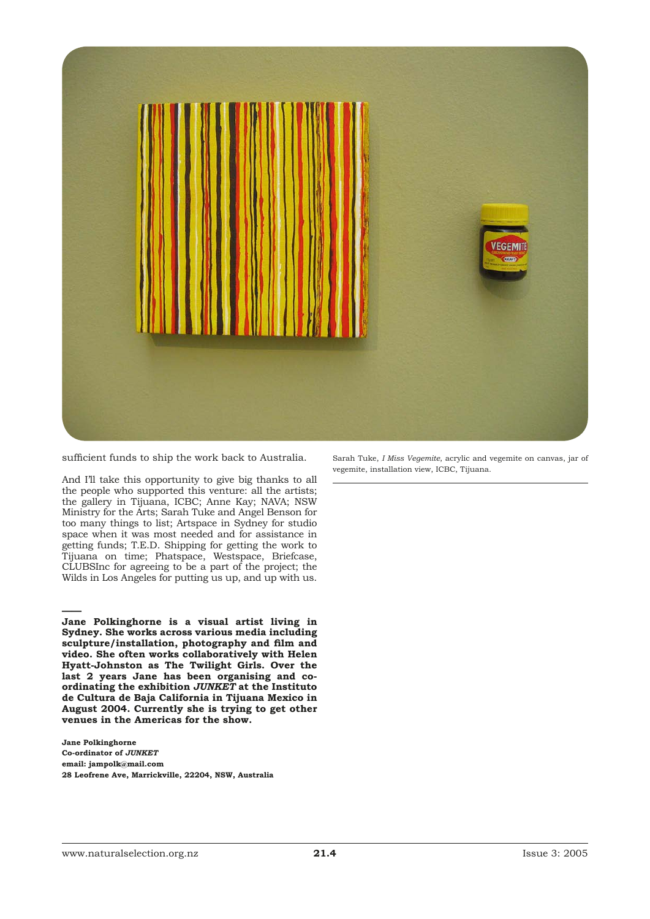sufficient funds to ship the work back to Australia.

And I'll take this opportunity to give big thanks to all the people who supported this venture: all the artists; the gallery in Tijuana, ICBC; Anne Kay; NAVA; NSW Ministry for the Arts; Sarah Tuke and Angel Benson for too many things to list; Artspace in Sydney for studio space when it was most needed and for assistance in getting funds; T.E.D. Shipping for getting the work to Tijuana on time; Phatspace, Westspace, Briefcase, CLUBSInc for agreeing to be a part of the project; the Wilds in Los Angeles for putting us up, and up with us.

Sarah Tuke, *I Miss Vegemite*, acrylic and vegemite on canvas, jar of vegemite, installation view, ICBC, Tijuana.

---

**Jane Polkinghorne is a visual artist living in Sydney. She works across various media including sculpture/installation, photography and film and video. She often works collaboratively with Helen Hyatt-Johnston as The Twilight Girls. Over the last 2 years Jane has been organising and co-ordinating the exhibition *JUNKET* at the Instituto de Cultura de Baja California in Tijuana Mexico in August 2004. Currently she is trying to get other venues in the Americas for the show.**

**Jane Polkinghorne**
**Co-ordinator of *JUNKET***
**email: jampolk@mail.com**
**28 Leofrene Ave, Marrickville, 22204, NSW, Australia**